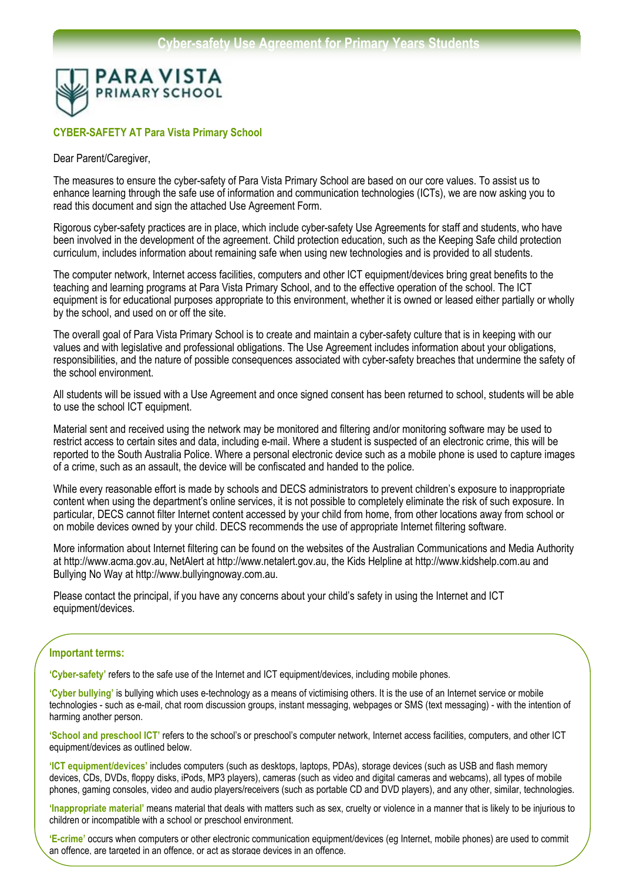# Cyber-safety Use Agreement for Primary Years Students

PARA VISTA PRIMARY SCHOOL

## CYBER-SAFETY AT Para Vista Primary School

Dear Parent/Caregiver,

The measures to ensure the cyber-safety of Para Vista Primary School are based on our core values. To assist us to enhance learning through the safe use of information and communication technologies (ICTs), we are now asking you to read this document and sign the attached Use Agreement Form.

Rigorous cyber-safety practices are in place, which include cyber-safety Use Agreements for staff and students, who have been involved in the development of the agreement. Child protection education, such as the Keeping Safe child protection curriculum, includes information about remaining safe when using new technologies and is provided to all students.

The computer network, Internet access facilities, computers and other ICT equipment/devices bring great benefits to the teaching and learning programs at Para Vista Primary School, and to the effective operation of the school. The ICT equipment is for educational purposes appropriate to this environment, whether it is owned or leased either partially or wholly by the school, and used on or off the site.

The overall goal of Para Vista Primary School is to create and maintain a cyber-safety culture that is in keeping with our values and with legislative and professional obligations. The Use Agreement includes information about your obligations, responsibilities, and the nature of possible consequences associated with cyber-safety breaches that undermine the safety of the school environment.

All students will be issued with a Use Agreement and once signed consent has been returned to school, students will be able to use the school ICT equipment.

Material sent and received using the network may be monitored and filtering and/or monitoring software may be used to restrict access to certain sites and data, including e-mail. Where a student is suspected of an electronic crime, this will be reported to the South Australia Police. Where a personal electronic device such as a mobile phone is used to capture images of a crime, such as an assault, the device will be confiscated and handed to the police.

While every reasonable effort is made by schools and DECS administrators to prevent children's exposure to inappropriate content when using the department's online services, it is not possible to completely eliminate the risk of such exposure. In particular, DECS cannot filter Internet content accessed by your child from home, from other locations away from school or on mobile devices owned by your child. DECS recommends the use of appropriate Internet filtering software.

More information about Internet filtering can be found on the websites of the Australian Communications and Media Authority at http://www.acma.gov.au, NetAlert at http://www.netalert.gov.au, the Kids Helpline at http://www.kidshelp.com.au and Bullying No Way at http://www.bullyingnoway.com.au.

Please contact the principal, if you have any concerns about your child's safety in using the Internet and ICT equipment/devices.

### Important terms:

**'Cyber-safety'** refers to the safe use of the Internet and ICT equipment/devices, including mobile phones.

**'Cyber bullying'** is bullying which uses e-technology as a means of victimising others. It is the use of an Internet service or mobile technologies - such as e-mail, chat room discussion groups, instant messaging, webpages or SMS (text messaging) - with the intention of harming another person.

**'School and preschool ICT'** refers to the school's or preschool's computer network, Internet access facilities, computers, and other ICT equipment/devices as outlined below.

**'ICT equipment/devices'** includes computers (such as desktops, laptops, PDAs), storage devices (such as USB and flash memory devices, CDs, DVDs, floppy disks, iPods, MP3 players), cameras (such as video and digital cameras and webcams), all types of mobile phones, gaming consoles, video and audio players/receivers (such as portable CD and DVD players), and any other, similar, technologies.

**'Inappropriate material'** means material that deals with matters such as sex, cruelty or violence in a manner that is likely to be injurious to children or incompatible with a school or preschool environment.

**'E-crime'** occurs when computers or other electronic communication equipment/devices (eg Internet, mobile phones) are used to commit an offence, are targeted in an offence, or act as storage devices in an offence.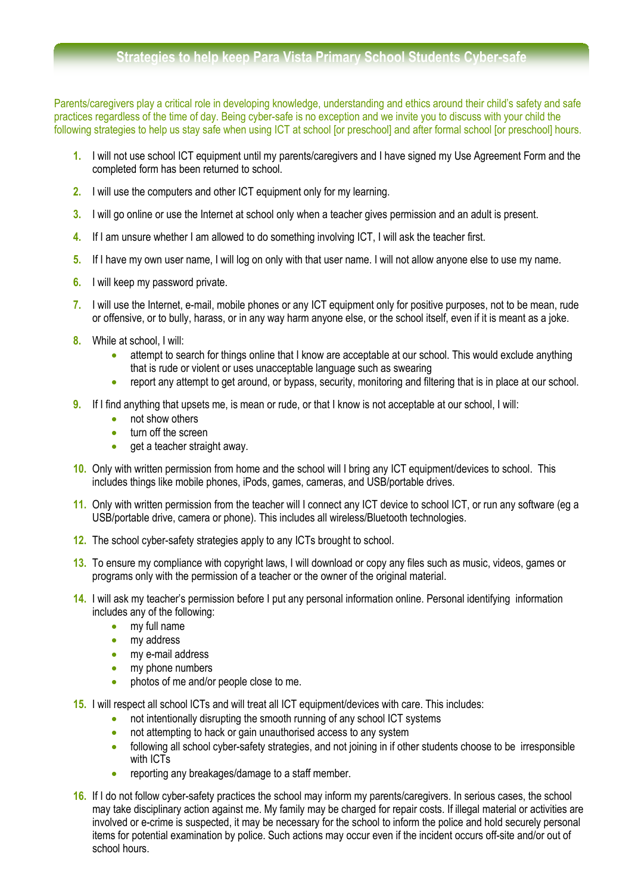## Strategies to help keep Para Vista Primary School Students Cyber-safe

Parents/caregivers play a critical role in developing knowledge, understanding and ethics around their child's safety and safe practices regardless of the time of day. Being cyber-safe is no exception and we invite you to discuss with your child the following strategies to help us stay safe when using ICT at school [or preschool] and after formal school [or preschool] hours.

1. I will not use school ICT equipment until my parents/caregivers and I have signed my Use Agreement Form and the completed form has been returned to school.
2. I will use the computers and other ICT equipment only for my learning.
3. I will go online or use the Internet at school only when a teacher gives permission and an adult is present.
4. If I am unsure whether I am allowed to do something involving ICT, I will ask the teacher first.
5. If I have my own user name, I will log on only with that user name. I will not allow anyone else to use my name.
6. I will keep my password private.
7. I will use the Internet, e-mail, mobile phones or any ICT equipment only for positive purposes, not to be mean, rude or offensive, or to bully, harass, or in any way harm anyone else, or the school itself, even if it is meant as a joke.
8. While at school, I will:
   - attempt to search for things online that I know are acceptable at our school. This would exclude anything that is rude or violent or uses unacceptable language such as swearing
   - report any attempt to get around, or bypass, security, monitoring and filtering that is in place at our school.
9. If I find anything that upsets me, is mean or rude, or that I know is not acceptable at our school, I will:
   - not show others
   - turn off the screen
   - get a teacher straight away.
10. Only with written permission from home and the school will I bring any ICT equipment/devices to school. This includes things like mobile phones, iPods, games, cameras, and USB/portable drives.
11. Only with written permission from the teacher will I connect any ICT device to school ICT, or run any software (eg a USB/portable drive, camera or phone). This includes all wireless/Bluetooth technologies.
12. The school cyber-safety strategies apply to any ICTs brought to school.
13. To ensure my compliance with copyright laws, I will download or copy any files such as music, videos, games or programs only with the permission of a teacher or the owner of the original material.
14. I will ask my teacher's permission before I put any personal information online. Personal identifying information includes any of the following:
    - my full name
    - my address
    - my e-mail address
    - my phone numbers
    - photos of me and/or people close to me.
15. I will respect all school ICTs and will treat all ICT equipment/devices with care. This includes:
    - not intentionally disrupting the smooth running of any school ICT systems
    - not attempting to hack or gain unauthorised access to any system
    - following all school cyber-safety strategies, and not joining in if other students choose to be irresponsible with ICTs
    - reporting any breakages/damage to a staff member.
16. If I do not follow cyber-safety practices the school may inform my parents/caregivers. In serious cases, the school may take disciplinary action against me. My family may be charged for repair costs. If illegal material or activities are involved or e-crime is suspected, it may be necessary for the school to inform the police and hold securely personal items for potential examination by police. Such actions may occur even if the incident occurs off-site and/or out of school hours.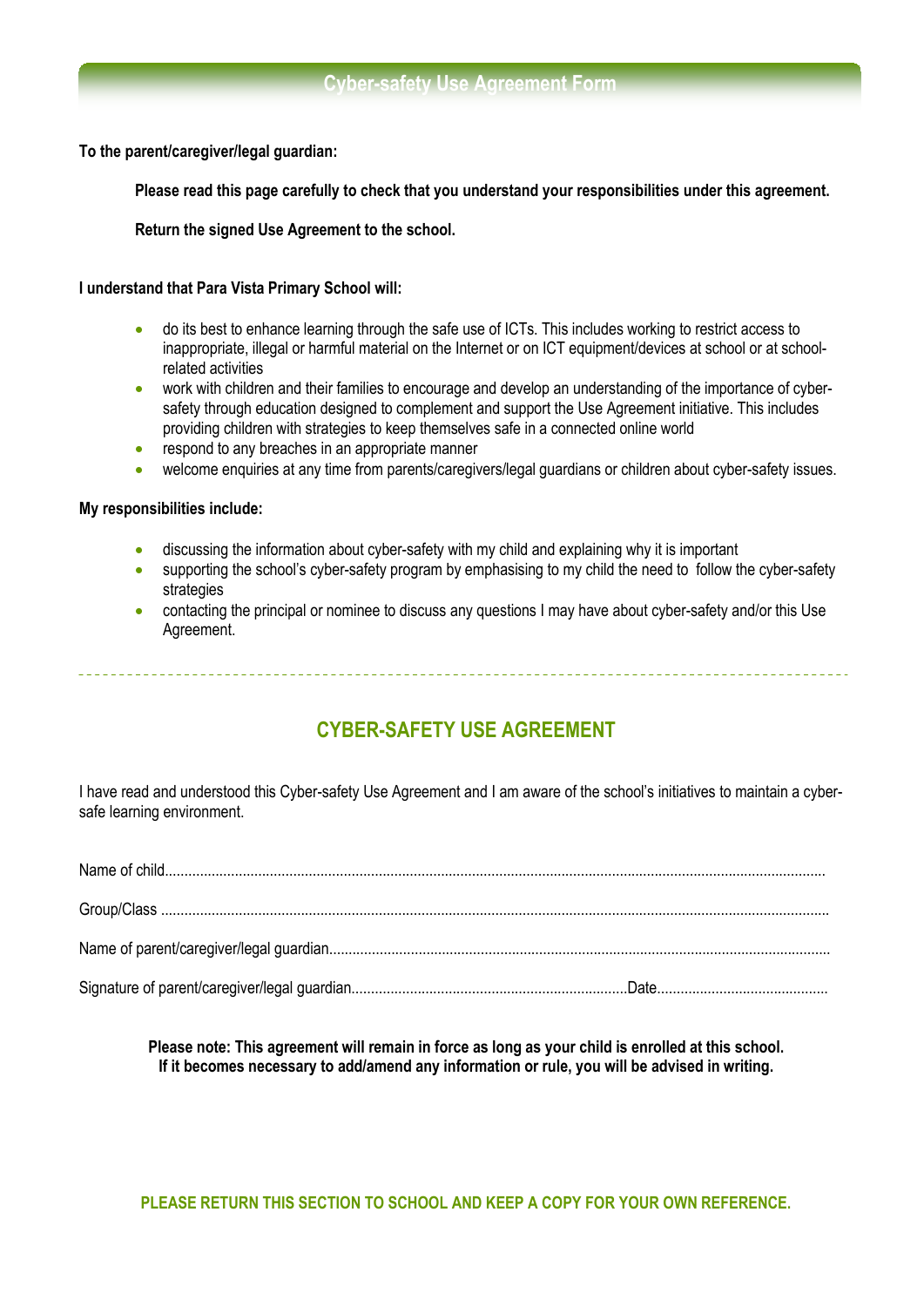## Cyber-safety Use Agreement Form

**To the parent/caregiver/legal guardian:**

**Please read this page carefully to check that you understand your responsibilities under this agreement.**

**Return the signed Use Agreement to the school.**

**I understand that Para Vista Primary School will:**

- do its best to enhance learning through the safe use of ICTs. This includes working to restrict access to inappropriate, illegal or harmful material on the Internet or on ICT equipment/devices at school or at school-related activities
- work with children and their families to encourage and develop an understanding of the importance of cyber-safety through education designed to complement and support the Use Agreement initiative. This includes providing children with strategies to keep themselves safe in a connected online world
- respond to any breaches in an appropriate manner
- welcome enquiries at any time from parents/caregivers/legal guardians or children about cyber-safety issues.

**My responsibilities include:**

- discussing the information about cyber-safety with my child and explaining why it is important
- supporting the school's cyber-safety program by emphasising to my child the need to follow the cyber-safety strategies
- contacting the principal or nominee to discuss any questions I may have about cyber-safety and/or this Use Agreement.

---

## CYBER-SAFETY USE AGREEMENT

I have read and understood this Cyber-safety Use Agreement and I am aware of the school's initiatives to maintain a cyber-safe learning environment.

Name of child........................................................................................................................................................

Group/Class .........................................................................................................................................................

Name of parent/caregiver/legal guardian.................................................................................................................

Signature of parent/caregiver/legal guardian........................................................................Date............................................

**Please note: This agreement will remain in force as long as your child is enrolled at this school.**
**If it becomes necessary to add/amend any information or rule, you will be advised in writing.**

**PLEASE RETURN THIS SECTION TO SCHOOL AND KEEP A COPY FOR YOUR OWN REFERENCE.**